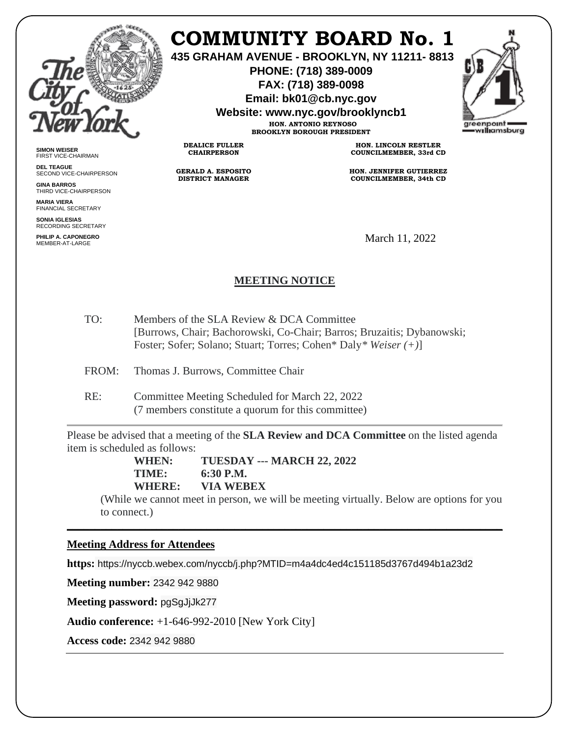# COMMUNITY BOARD No. 1

**435 GRAHAM AVENUE - BROOKLYN, NY 11211- 8813**
**PHONE: (718) 389-0009**
**FAX: (718) 389-0098**
**Email: bk01@cb.nyc.gov**
**Website: www.nyc.gov/brooklyncb1**

**HON. ANTONIO REYNOSO**
**BROOKLYN BOROUGH PRESIDENT**

**DEALICE FULLER**
**CHAIRPERSON**

**GERALD A. ESPOSITO**
**DISTRICT MANAGER**

**HON. LINCOLN RESTLER**
**COUNCILMEMBER, 33rd CD**

**HON. JENNIFER GUTIERREZ**
**COUNCILMEMBER, 34th CD**

**SIMON WEISER**
FIRST VICE-CHAIRMAN

**DEL TEAGUE**
SECOND VICE-CHAIRPERSON

**GINA BARROS**
THIRD VICE-CHAIRPERSON

**MARIA VIERA**
FINANCIAL SECRETARY

**SONIA IGLESIAS**
RECORDING SECRETARY

**PHILIP A. CAPONEGRO**
MEMBER-AT-LARGE

March 11, 2022

## MEETING NOTICE

TO: Members of the SLA Review & DCA Committee
[Burrows, Chair; Bachorowski, Co-Chair; Barros; Bruzaitis; Dybanowski; Foster; Sofer; Solano; Stuart; Torres; Cohen* Daly* *Weiser (+)*]

FROM: Thomas J. Burrows, Committee Chair

RE: Committee Meeting Scheduled for March 22, 2022
(7 members constitute a quorum for this committee)

---

Please be advised that a meeting of the **SLA Review and DCA Committee** on the listed agenda item is scheduled as follows:

**WHEN: TUESDAY --- MARCH 22, 2022**
**TIME: 6:30 P.M.**
**WHERE: VIA WEBEX**

(While we cannot meet in person, we will be meeting virtually. Below are options for you to connect.)

---

**Meeting Address for Attendees**

**https:** https://nyccb.webex.com/nyccb/j.php?MTID=m4a4dc4ed4c151185d3767d494b1a23d2

**Meeting number:** 2342 942 9880

**Meeting password:** pgSgJjJk277

**Audio conference:** +1-646-992-2010 [New York City]

**Access code:** 2342 942 9880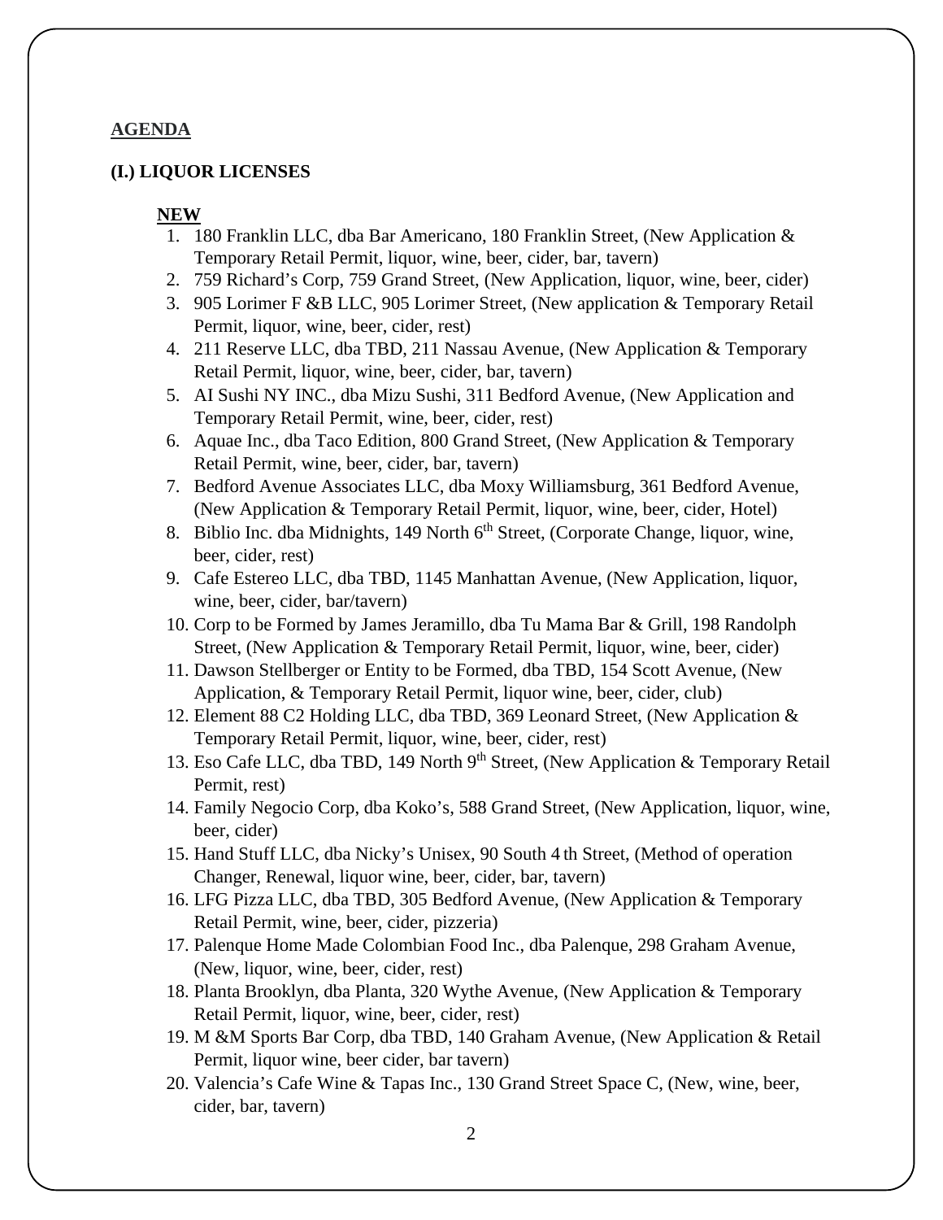**AGENDA**

**(I.) LIQUOR LICENSES**

**NEW**

1. 180 Franklin LLC, dba Bar Americano, 180 Franklin Street, (New Application & Temporary Retail Permit, liquor, wine, beer, cider, bar, tavern)
2. 759 Richard's Corp, 759 Grand Street, (New Application, liquor, wine, beer, cider)
3. 905 Lorimer F &B LLC, 905 Lorimer Street, (New application & Temporary Retail Permit, liquor, wine, beer, cider, rest)
4. 211 Reserve LLC, dba TBD, 211 Nassau Avenue, (New Application & Temporary Retail Permit, liquor, wine, beer, cider, bar, tavern)
5. AI Sushi NY INC., dba Mizu Sushi, 311 Bedford Avenue, (New Application and Temporary Retail Permit, wine, beer, cider, rest)
6. Aquae Inc., dba Taco Edition, 800 Grand Street, (New Application & Temporary Retail Permit, wine, beer, cider, bar, tavern)
7. Bedford Avenue Associates LLC, dba Moxy Williamsburg, 361 Bedford Avenue, (New Application & Temporary Retail Permit, liquor, wine, beer, cider, Hotel)
8. Biblio Inc. dba Midnights, 149 North 6th Street, (Corporate Change, liquor, wine, beer, cider, rest)
9. Cafe Estereo LLC, dba TBD, 1145 Manhattan Avenue, (New Application, liquor, wine, beer, cider, bar/tavern)
10. Corp to be Formed by James Jeramillo, dba Tu Mama Bar & Grill, 198 Randolph Street, (New Application & Temporary Retail Permit, liquor, wine, beer, cider)
11. Dawson Stellberger or Entity to be Formed, dba TBD, 154 Scott Avenue, (New Application, & Temporary Retail Permit, liquor wine, beer, cider, club)
12. Element 88 C2 Holding LLC, dba TBD, 369 Leonard Street, (New Application & Temporary Retail Permit, liquor, wine, beer, cider, rest)
13. Eso Cafe LLC, dba TBD, 149 North 9th Street, (New Application & Temporary Retail Permit, rest)
14. Family Negocio Corp, dba Koko's, 588 Grand Street, (New Application, liquor, wine, beer, cider)
15. Hand Stuff LLC, dba Nicky's Unisex, 90 South 4 th Street, (Method of operation Changer, Renewal, liquor wine, beer, cider, bar, tavern)
16. LFG Pizza LLC, dba TBD, 305 Bedford Avenue, (New Application & Temporary Retail Permit, wine, beer, cider, pizzeria)
17. Palenque Home Made Colombian Food Inc., dba Palenque, 298 Graham Avenue, (New, liquor, wine, beer, cider, rest)
18. Planta Brooklyn, dba Planta, 320 Wythe Avenue, (New Application & Temporary Retail Permit, liquor, wine, beer, cider, rest)
19. M &M Sports Bar Corp, dba TBD, 140 Graham Avenue, (New Application & Retail Permit, liquor wine, beer cider, bar tavern)
20. Valencia's Cafe Wine & Tapas Inc., 130 Grand Street Space C, (New, wine, beer, cider, bar, tavern)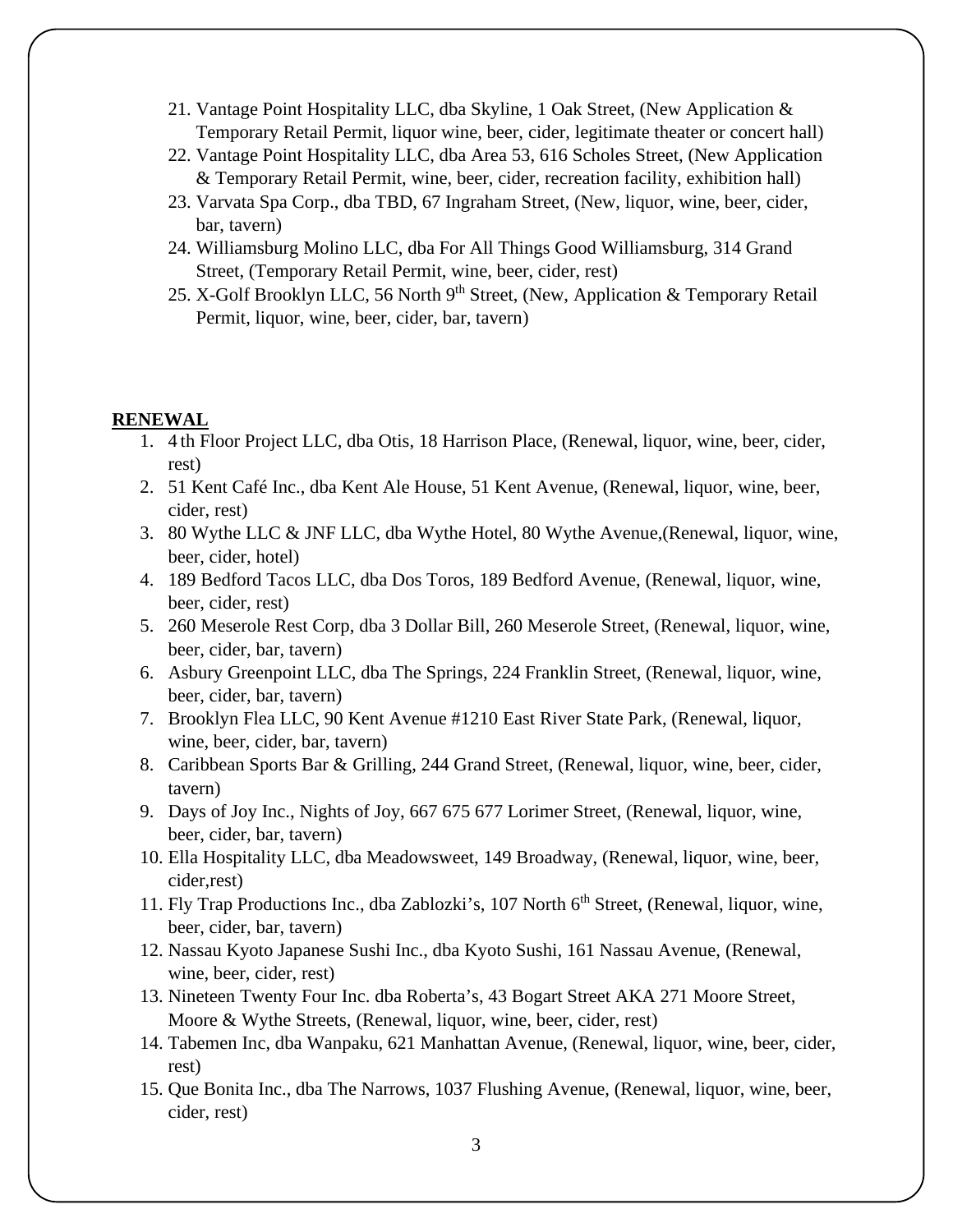21. Vantage Point Hospitality LLC, dba Skyline, 1 Oak Street, (New Application & Temporary Retail Permit, liquor wine, beer, cider, legitimate theater or concert hall)
22. Vantage Point Hospitality LLC, dba Area 53, 616 Scholes Street, (New Application & Temporary Retail Permit, wine, beer, cider, recreation facility, exhibition hall)
23. Varvata Spa Corp., dba TBD, 67 Ingraham Street, (New, liquor, wine, beer, cider, bar, tavern)
24. Williamsburg Molino LLC, dba For All Things Good Williamsburg, 314 Grand Street, (Temporary Retail Permit, wine, beer, cider, rest)
25. X-Golf Brooklyn LLC, 56 North 9th Street, (New, Application & Temporary Retail Permit, liquor, wine, beer, cider, bar, tavern)

**RENEWAL**

1. 4 th Floor Project LLC, dba Otis, 18 Harrison Place, (Renewal, liquor, wine, beer, cider, rest)
2. 51 Kent Café Inc., dba Kent Ale House, 51 Kent Avenue, (Renewal, liquor, wine, beer, cider, rest)
3. 80 Wythe LLC & JNF LLC, dba Wythe Hotel, 80 Wythe Avenue,(Renewal, liquor, wine, beer, cider, hotel)
4. 189 Bedford Tacos LLC, dba Dos Toros, 189 Bedford Avenue, (Renewal, liquor, wine, beer, cider, rest)
5. 260 Meserole Rest Corp, dba 3 Dollar Bill, 260 Meserole Street, (Renewal, liquor, wine, beer, cider, bar, tavern)
6. Asbury Greenpoint LLC, dba The Springs, 224 Franklin Street, (Renewal, liquor, wine, beer, cider, bar, tavern)
7. Brooklyn Flea LLC, 90 Kent Avenue #1210 East River State Park, (Renewal, liquor, wine, beer, cider, bar, tavern)
8. Caribbean Sports Bar & Grilling, 244 Grand Street, (Renewal, liquor, wine, beer, cider, tavern)
9. Days of Joy Inc., Nights of Joy, 667 675 677 Lorimer Street, (Renewal, liquor, wine, beer, cider, bar, tavern)
10. Ella Hospitality LLC, dba Meadowsweet, 149 Broadway, (Renewal, liquor, wine, beer, cider,rest)
11. Fly Trap Productions Inc., dba Zablozki's, 107 North 6th Street, (Renewal, liquor, wine, beer, cider, bar, tavern)
12. Nassau Kyoto Japanese Sushi Inc., dba Kyoto Sushi, 161 Nassau Avenue, (Renewal, wine, beer, cider, rest)
13. Nineteen Twenty Four Inc. dba Roberta's, 43 Bogart Street AKA 271 Moore Street, Moore & Wythe Streets, (Renewal, liquor, wine, beer, cider, rest)
14. Tabemen Inc, dba Wanpaku, 621 Manhattan Avenue, (Renewal, liquor, wine, beer, cider, rest)
15. Que Bonita Inc., dba The Narrows, 1037 Flushing Avenue, (Renewal, liquor, wine, beer, cider, rest)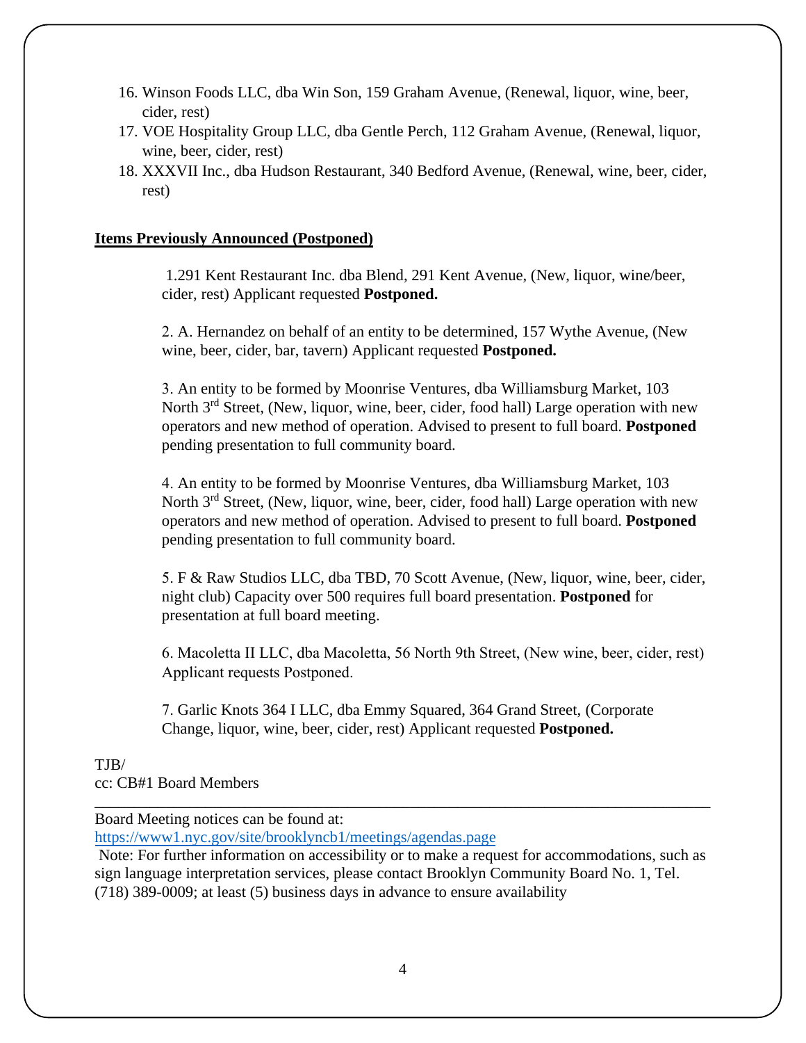16. Winson Foods LLC, dba Win Son, 159 Graham Avenue, (Renewal, liquor, wine, beer, cider, rest)
17. VOE Hospitality Group LLC, dba Gentle Perch, 112 Graham Avenue, (Renewal, liquor, wine, beer, cider, rest)
18. XXXVII Inc., dba Hudson Restaurant, 340 Bedford Avenue, (Renewal, wine, beer, cider, rest)

**Items Previously Announced (Postponed)**

1.291 Kent Restaurant Inc. dba Blend, 291 Kent Avenue, (New, liquor, wine/beer, cider, rest) Applicant requested **Postponed.**

2. A. Hernandez on behalf of an entity to be determined, 157 Wythe Avenue, (New wine, beer, cider, bar, tavern) Applicant requested **Postponed.**

3. An entity to be formed by Moonrise Ventures, dba Williamsburg Market, 103 North 3rd Street, (New, liquor, wine, beer, cider, food hall) Large operation with new operators and new method of operation. Advised to present to full board. **Postponed** pending presentation to full community board.

4. An entity to be formed by Moonrise Ventures, dba Williamsburg Market, 103 North 3rd Street, (New, liquor, wine, beer, cider, food hall) Large operation with new operators and new method of operation. Advised to present to full board. **Postponed** pending presentation to full community board.

5. F & Raw Studios LLC, dba TBD, 70 Scott Avenue, (New, liquor, wine, beer, cider, night club) Capacity over 500 requires full board presentation. **Postponed** for presentation at full board meeting.

6. Macoletta II LLC, dba Macoletta, 56 North 9th Street, (New wine, beer, cider, rest) Applicant requests Postponed.

7. Garlic Knots 364 I LLC, dba Emmy Squared, 364 Grand Street, (Corporate Change, liquor, wine, beer, cider, rest) Applicant requested **Postponed.**

TJB/
cc: CB#1 Board Members

---

Board Meeting notices can be found at:
https://www1.nyc.gov/site/brooklyncb1/meetings/agendas.page
Note: For further information on accessibility or to make a request for accommodations, such as sign language interpretation services, please contact Brooklyn Community Board No. 1, Tel. (718) 389-0009; at least (5) business days in advance to ensure availability